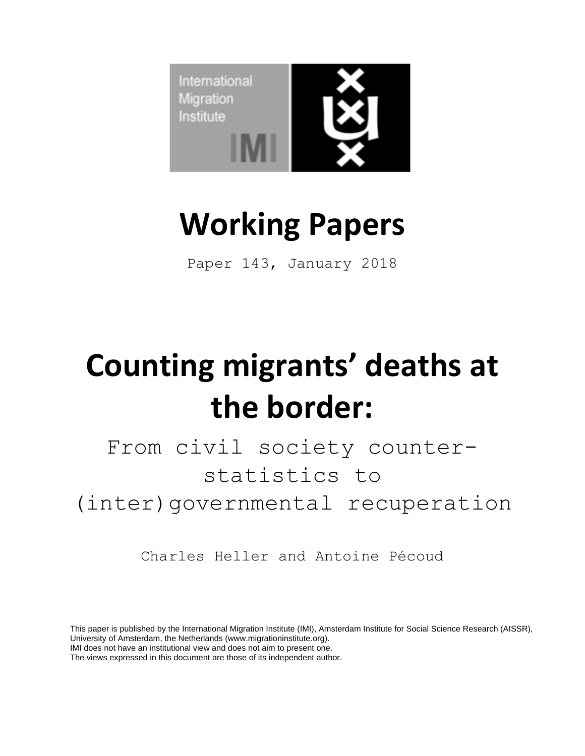International Migration Institute

IMI

# Working Papers

Paper 143, January 2018

# Counting migrants' deaths at the border:

## From civil society counter-statistics to (inter)governmental recuperation

Charles Heller and Antoine Pécoud

This paper is published by the International Migration Institute (IMI), Amsterdam Institute for Social Science Research (AISSR), University of Amsterdam, the Netherlands (www.migrationinstitute.org).
IMI does not have an institutional view and does not aim to present one.
The views expressed in this document are those of its independent author.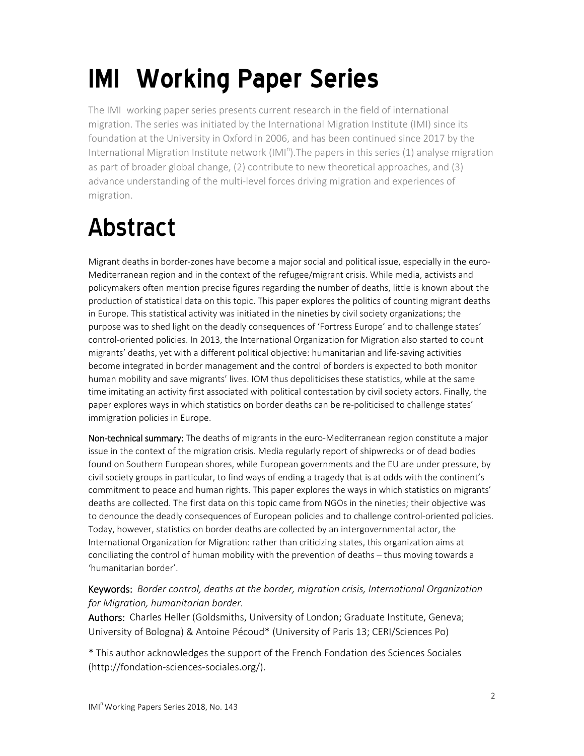# IMI Working Paper Series

The IMI working paper series presents current research in the field of international migration. The series was initiated by the International Migration Institute (IMI) since its foundation at the University in Oxford in 2006, and has been continued since 2017 by the International Migration Institute network (IMI$^n$).The papers in this series (1) analyse migration as part of broader global change, (2) contribute to new theoretical approaches, and (3) advance understanding of the multi-level forces driving migration and experiences of migration.

# Abstract

Migrant deaths in border-zones have become a major social and political issue, especially in the euro-Mediterranean region and in the context of the refugee/migrant crisis. While media, activists and policymakers often mention precise figures regarding the number of deaths, little is known about the production of statistical data on this topic. This paper explores the politics of counting migrant deaths in Europe. This statistical activity was initiated in the nineties by civil society organizations; the purpose was to shed light on the deadly consequences of 'Fortress Europe' and to challenge states' control-oriented policies. In 2013, the International Organization for Migration also started to count migrants' deaths, yet with a different political objective: humanitarian and life-saving activities become integrated in border management and the control of borders is expected to both monitor human mobility and save migrants' lives. IOM thus depoliticises these statistics, while at the same time imitating an activity first associated with political contestation by civil society actors. Finally, the paper explores ways in which statistics on border deaths can be re-politicised to challenge states' immigration policies in Europe.

**Non-technical summary:** The deaths of migrants in the euro-Mediterranean region constitute a major issue in the context of the migration crisis. Media regularly report of shipwrecks or of dead bodies found on Southern European shores, while European governments and the EU are under pressure, by civil society groups in particular, to find ways of ending a tragedy that is at odds with the continent's commitment to peace and human rights. This paper explores the ways in which statistics on migrants' deaths are collected. The first data on this topic came from NGOs in the nineties; their objective was to denounce the deadly consequences of European policies and to challenge control-oriented policies. Today, however, statistics on border deaths are collected by an intergovernmental actor, the International Organization for Migration: rather than criticizing states, this organization aims at conciliating the control of human mobility with the prevention of deaths – thus moving towards a 'humanitarian border'.

**Keywords:** *Border control, deaths at the border, migration crisis, International Organization for Migration, humanitarian border.*

**Authors:** Charles Heller (Goldsmiths, University of London; Graduate Institute, Geneva; University of Bologna) & Antoine Pécoud* (University of Paris 13; CERI/Sciences Po)

\* This author acknowledges the support of the French Fondation des Sciences Sociales (http://fondation-sciences-sociales.org/).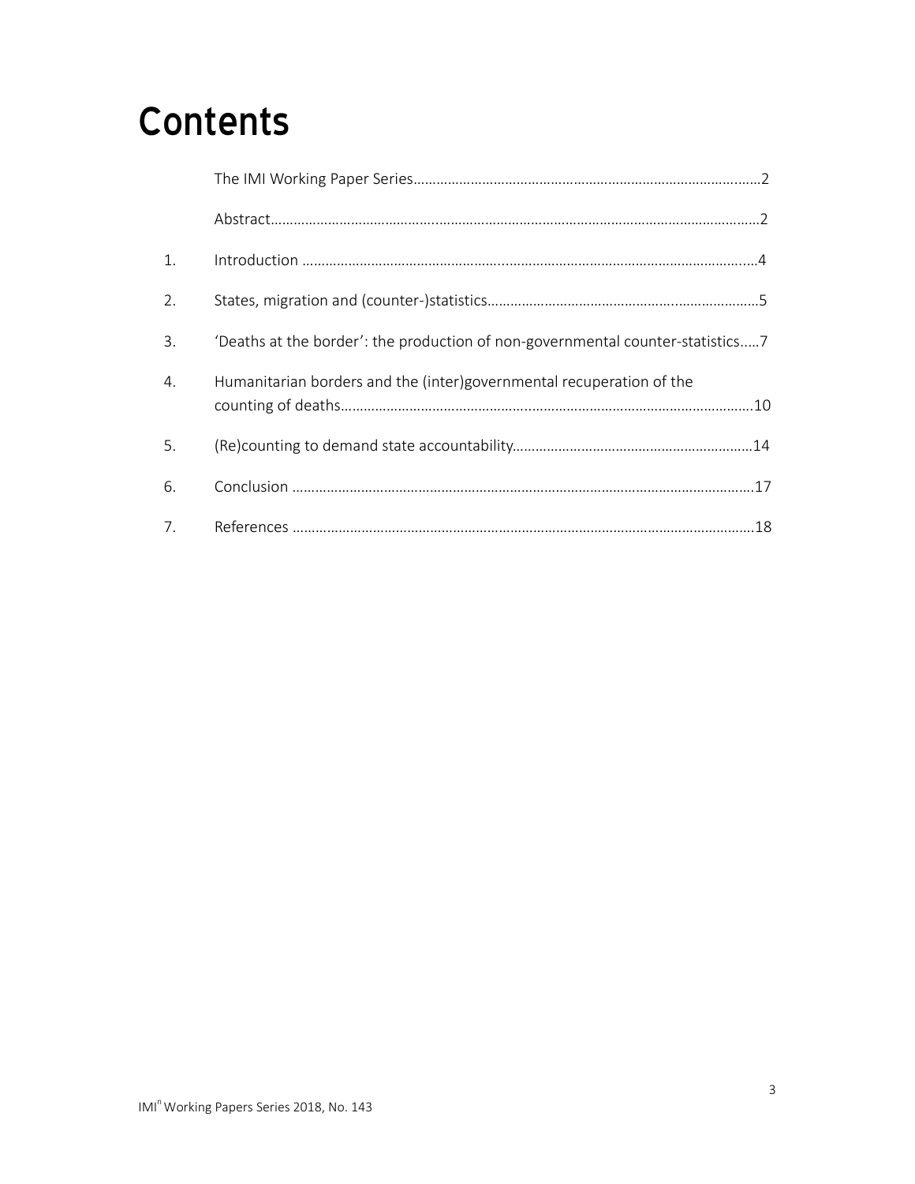# Contents

| | | |
|---|---|---|
| | The IMI Working Paper Series | 2 |
| | Abstract | 2 |
| 1. | Introduction | 4 |
| 2. | States, migration and (counter-)statistics | 5 |
| 3. | 'Deaths at the border': the production of non-governmental counter-statistics | 7 |
| 4. | Humanitarian borders and the (inter)governmental recuperation of the counting of deaths | 10 |
| 5. | (Re)counting to demand state accountability | 14 |
| 6. | Conclusion | 17 |
| 7. | References | 18 |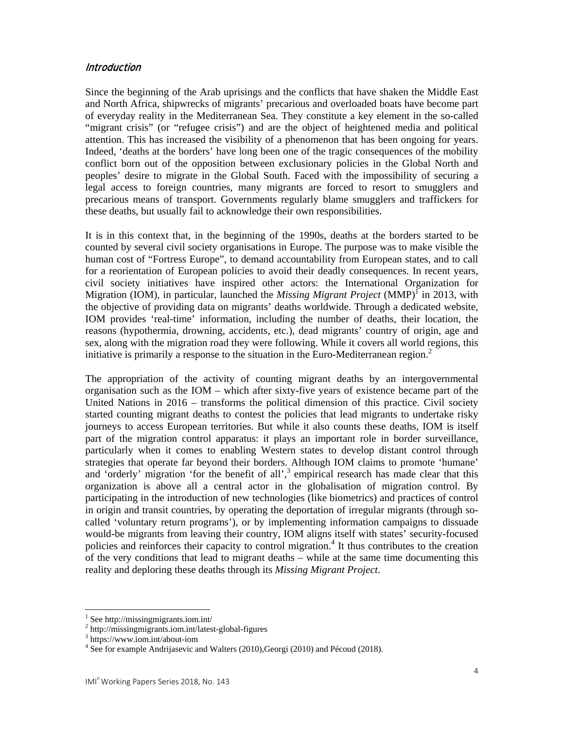## *Introduction*

Since the beginning of the Arab uprisings and the conflicts that have shaken the Middle East and North Africa, shipwrecks of migrants' precarious and overloaded boats have become part of everyday reality in the Mediterranean Sea. They constitute a key element in the so-called "migrant crisis" (or "refugee crisis") and are the object of heightened media and political attention. This has increased the visibility of a phenomenon that has been ongoing for years. Indeed, 'deaths at the borders' have long been one of the tragic consequences of the mobility conflict born out of the opposition between exclusionary policies in the Global North and peoples' desire to migrate in the Global South. Faced with the impossibility of securing a legal access to foreign countries, many migrants are forced to resort to smugglers and precarious means of transport. Governments regularly blame smugglers and traffickers for these deaths, but usually fail to acknowledge their own responsibilities.

It is in this context that, in the beginning of the 1990s, deaths at the borders started to be counted by several civil society organisations in Europe. The purpose was to make visible the human cost of "Fortress Europe", to demand accountability from European states, and to call for a reorientation of European policies to avoid their deadly consequences. In recent years, civil society initiatives have inspired other actors: the International Organization for Migration (IOM), in particular, launched the *Missing Migrant Project* (MMP)[1] in 2013, with the objective of providing data on migrants' deaths worldwide. Through a dedicated website, IOM provides 'real-time' information, including the number of deaths, their location, the reasons (hypothermia, drowning, accidents, etc.), dead migrants' country of origin, age and sex, along with the migration road they were following. While it covers all world regions, this initiative is primarily a response to the situation in the Euro-Mediterranean region.[2]

The appropriation of the activity of counting migrant deaths by an intergovernmental organisation such as the IOM – which after sixty-five years of existence became part of the United Nations in 2016 – transforms the political dimension of this practice. Civil society started counting migrant deaths to contest the policies that lead migrants to undertake risky journeys to access European territories. But while it also counts these deaths, IOM is itself part of the migration control apparatus: it plays an important role in border surveillance, particularly when it comes to enabling Western states to develop distant control through strategies that operate far beyond their borders. Although IOM claims to promote 'humane' and 'orderly' migration 'for the benefit of all',[3] empirical research has made clear that this organization is above all a central actor in the globalisation of migration control. By participating in the introduction of new technologies (like biometrics) and practices of control in origin and transit countries, by operating the deportation of irregular migrants (through so-called 'voluntary return programs'), or by implementing information campaigns to dissuade would-be migrants from leaving their country, IOM aligns itself with states' security-focused policies and reinforces their capacity to control migration.[4] It thus contributes to the creation of the very conditions that lead to migrant deaths – while at the same time documenting this reality and deploring these deaths through its *Missing Migrant Project*.

---

[1] See http://missingmigrants.iom.int/

[2] http://missingmigrants.iom.int/latest-global-figures

[3] https://www.iom.int/about-iom

[4] See for example Andrijasevic and Walters (2010),Georgi (2010) and Pécoud (2018).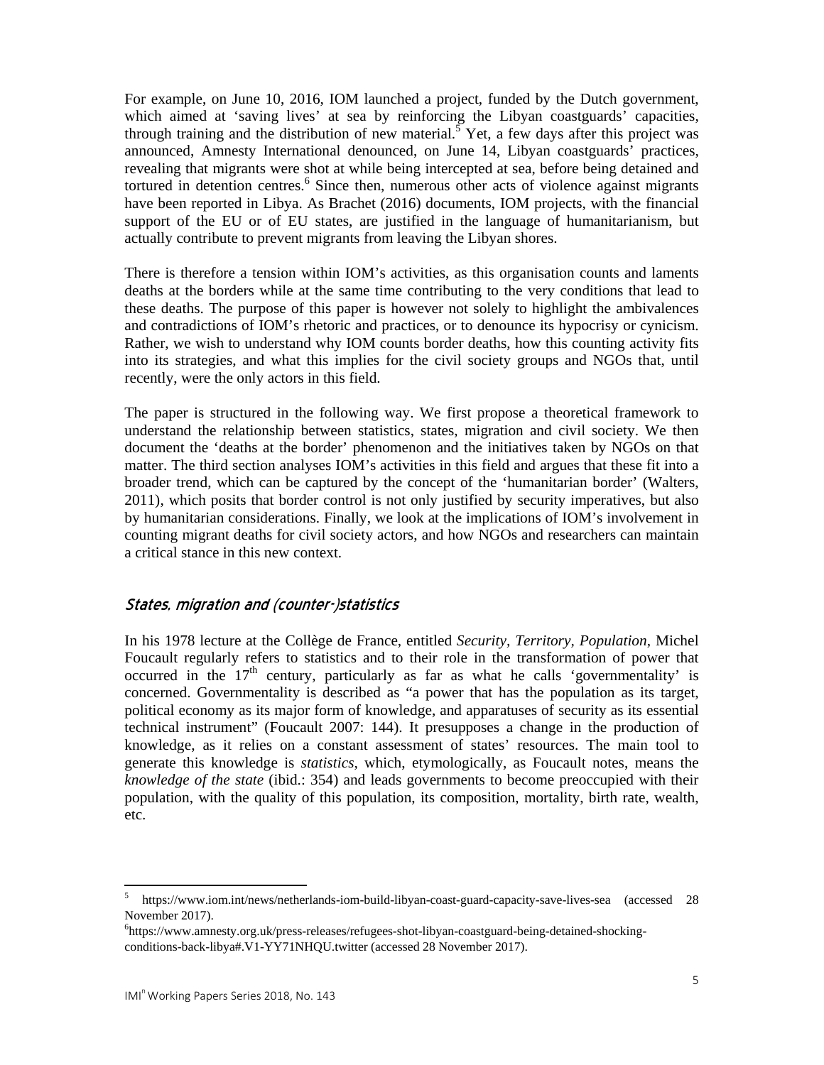For example, on June 10, 2016, IOM launched a project, funded by the Dutch government, which aimed at 'saving lives' at sea by reinforcing the Libyan coastguards' capacities, through training and the distribution of new material.[5] Yet, a few days after this project was announced, Amnesty International denounced, on June 14, Libyan coastguards' practices, revealing that migrants were shot at while being intercepted at sea, before being detained and tortured in detention centres.[6] Since then, numerous other acts of violence against migrants have been reported in Libya. As Brachet (2016) documents, IOM projects, with the financial support of the EU or of EU states, are justified in the language of humanitarianism, but actually contribute to prevent migrants from leaving the Libyan shores.

There is therefore a tension within IOM's activities, as this organisation counts and laments deaths at the borders while at the same time contributing to the very conditions that lead to these deaths. The purpose of this paper is however not solely to highlight the ambivalences and contradictions of IOM's rhetoric and practices, or to denounce its hypocrisy or cynicism. Rather, we wish to understand why IOM counts border deaths, how this counting activity fits into its strategies, and what this implies for the civil society groups and NGOs that, until recently, were the only actors in this field.

The paper is structured in the following way. We first propose a theoretical framework to understand the relationship between statistics, states, migration and civil society. We then document the 'deaths at the border' phenomenon and the initiatives taken by NGOs on that matter. The third section analyses IOM's activities in this field and argues that these fit into a broader trend, which can be captured by the concept of the 'humanitarian border' (Walters, 2011), which posits that border control is not only justified by security imperatives, but also by humanitarian considerations. Finally, we look at the implications of IOM's involvement in counting migrant deaths for civil society actors, and how NGOs and researchers can maintain a critical stance in this new context.

## States, migration and (counter-)statistics

In his 1978 lecture at the Collège de France, entitled *Security, Territory, Population*, Michel Foucault regularly refers to statistics and to their role in the transformation of power that occurred in the 17th century, particularly as far as what he calls 'governmentality' is concerned. Governmentality is described as "a power that has the population as its target, political economy as its major form of knowledge, and apparatuses of security as its essential technical instrument" (Foucault 2007: 144). It presupposes a change in the production of knowledge, as it relies on a constant assessment of states' resources. The main tool to generate this knowledge is *statistics*, which, etymologically, as Foucault notes, means the *knowledge of the state* (ibid.: 354) and leads governments to become preoccupied with their population, with the quality of this population, its composition, mortality, birth rate, wealth, etc.

---

[5] https://www.iom.int/news/netherlands-iom-build-libyan-coast-guard-capacity-save-lives-sea (accessed 28 November 2017).

[6] https://www.amnesty.org.uk/press-releases/refugees-shot-libyan-coastguard-being-detained-shocking-conditions-back-libya#.V1-YY71NHQU.twitter (accessed 28 November 2017).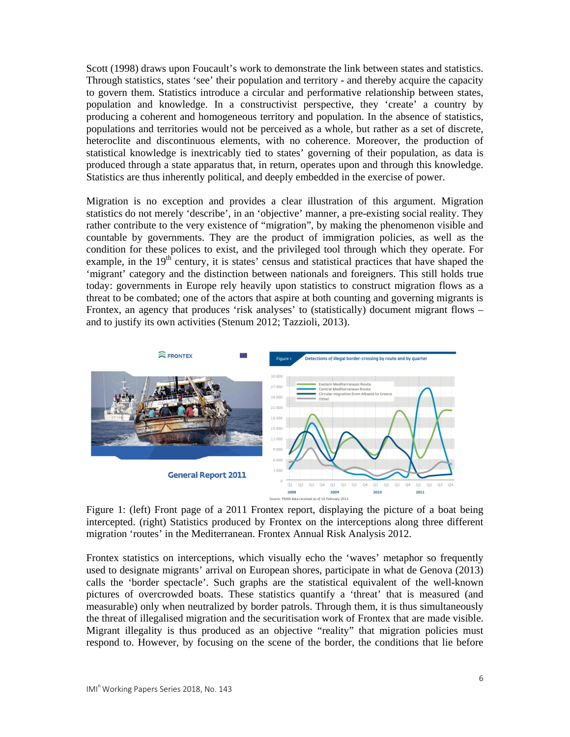Scott (1998) draws upon Foucault's work to demonstrate the link between states and statistics. Through statistics, states 'see' their population and territory - and thereby acquire the capacity to govern them. Statistics introduce a circular and performative relationship between states, population and knowledge. In a constructivist perspective, they 'create' a country by producing a coherent and homogeneous territory and population. In the absence of statistics, populations and territories would not be perceived as a whole, but rather as a set of discrete, heteroclite and discontinuous elements, with no coherence. Moreover, the production of statistical knowledge is inextricably tied to states' governing of their population, as data is produced through a state apparatus that, in return, operates upon and through this knowledge. Statistics are thus inherently political, and deeply embedded in the exercise of power.

Migration is no exception and provides a clear illustration of this argument. Migration statistics do not merely 'describe', in an 'objective' manner, a pre-existing social reality. They rather contribute to the very existence of "migration", by making the phenomenon visible and countable by governments. They are the product of immigration policies, as well as the condition for these polices to exist, and the privileged tool through which they operate. For example, in the 19th century, it is states' census and statistical practices that have shaped the 'migrant' category and the distinction between nationals and foreigners. This still holds true today: governments in Europe rely heavily upon statistics to construct migration flows as a threat to be combated; one of the actors that aspire at both counting and governing migrants is Frontex, an agency that produces 'risk analyses' to (statistically) document migrant flows – and to justify its own activities (Stenum 2012; Tazzioli, 2013).

Figure 1: (left) Front page of a 2011 Frontex report, displaying the picture of a boat being intercepted. (right) Statistics produced by Frontex on the interceptions along three different migration 'routes' in the Mediterranean. Frontex Annual Risk Analysis 2012.

Frontex statistics on interceptions, which visually echo the 'waves' metaphor so frequently used to designate migrants' arrival on European shores, participate in what de Genova (2013) calls the 'border spectacle'. Such graphs are the statistical equivalent of the well-known pictures of overcrowded boats. These statistics quantify a 'threat' that is measured (and measurable) only when neutralized by border patrols. Through them, it is thus simultaneously the threat of illegalised migration and the securitisation work of Frontex that are made visible. Migrant illegality is thus produced as an objective "reality" that migration policies must respond to. However, by focusing on the scene of the border, the conditions that lie before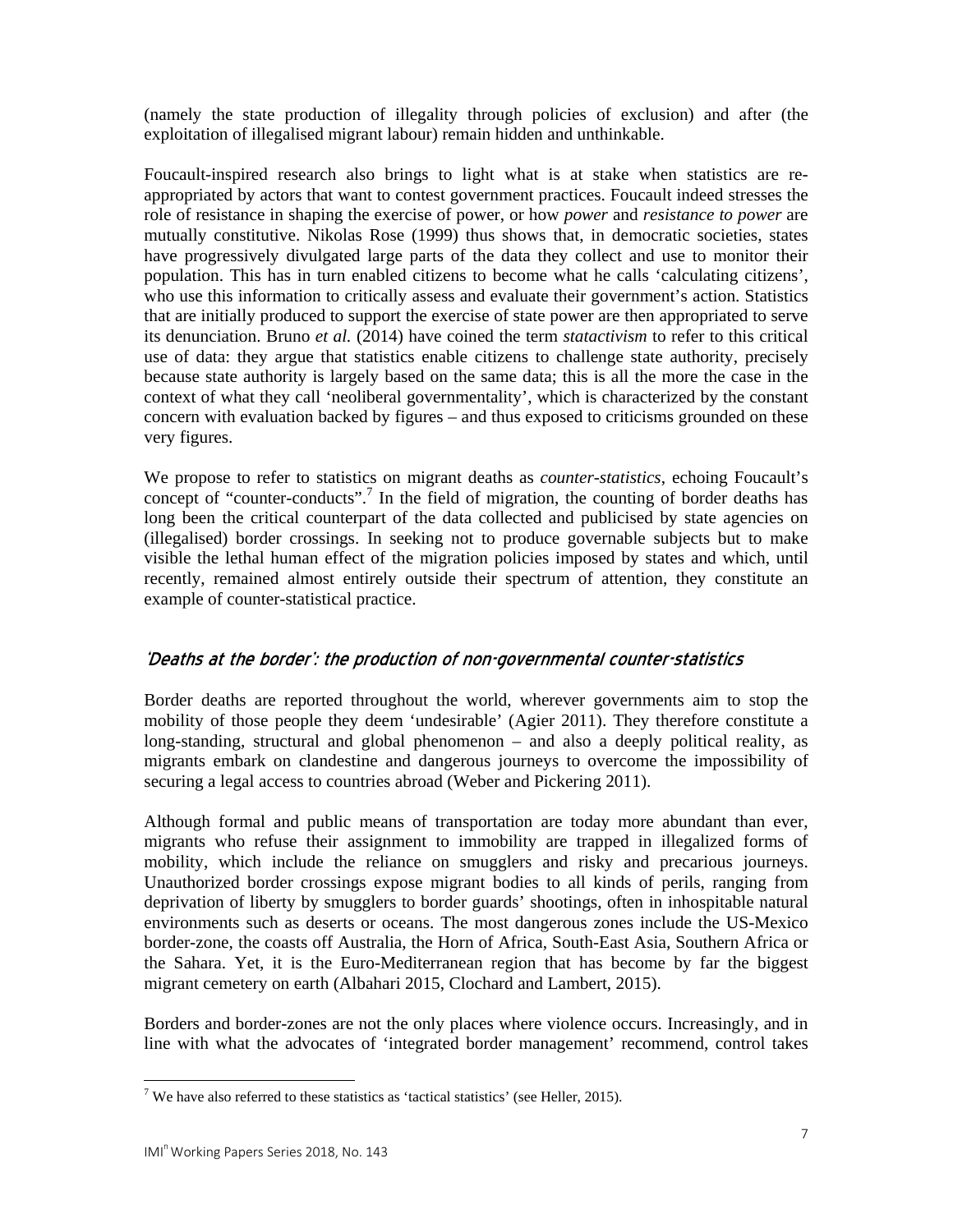(namely the state production of illegality through policies of exclusion) and after (the exploitation of illegalised migrant labour) remain hidden and unthinkable.

Foucault-inspired research also brings to light what is at stake when statistics are re-appropriated by actors that want to contest government practices. Foucault indeed stresses the role of resistance in shaping the exercise of power, or how *power* and *resistance to power* are mutually constitutive. Nikolas Rose (1999) thus shows that, in democratic societies, states have progressively divulgated large parts of the data they collect and use to monitor their population. This has in turn enabled citizens to become what he calls 'calculating citizens', who use this information to critically assess and evaluate their government's action. Statistics that are initially produced to support the exercise of state power are then appropriated to serve its denunciation. Bruno *et al.* (2014) have coined the term *statactivism* to refer to this critical use of data: they argue that statistics enable citizens to challenge state authority, precisely because state authority is largely based on the same data; this is all the more the case in the context of what they call 'neoliberal governmentality', which is characterized by the constant concern with evaluation backed by figures – and thus exposed to criticisms grounded on these very figures.

We propose to refer to statistics on migrant deaths as *counter-statistics*, echoing Foucault's concept of "counter-conducts".[7] In the field of migration, the counting of border deaths has long been the critical counterpart of the data collected and publicised by state agencies on (illegalised) border crossings. In seeking not to produce governable subjects but to make visible the lethal human effect of the migration policies imposed by states and which, until recently, remained almost entirely outside their spectrum of attention, they constitute an example of counter-statistical practice.

## 'Deaths at the border': the production of non-governmental counter-statistics

Border deaths are reported throughout the world, wherever governments aim to stop the mobility of those people they deem 'undesirable' (Agier 2011). They therefore constitute a long-standing, structural and global phenomenon – and also a deeply political reality, as migrants embark on clandestine and dangerous journeys to overcome the impossibility of securing a legal access to countries abroad (Weber and Pickering 2011).

Although formal and public means of transportation are today more abundant than ever, migrants who refuse their assignment to immobility are trapped in illegalized forms of mobility, which include the reliance on smugglers and risky and precarious journeys. Unauthorized border crossings expose migrant bodies to all kinds of perils, ranging from deprivation of liberty by smugglers to border guards' shootings, often in inhospitable natural environments such as deserts or oceans. The most dangerous zones include the US-Mexico border-zone, the coasts off Australia, the Horn of Africa, South-East Asia, Southern Africa or the Sahara. Yet, it is the Euro-Mediterranean region that has become by far the biggest migrant cemetery on earth (Albahari 2015, Clochard and Lambert, 2015).

Borders and border-zones are not the only places where violence occurs. Increasingly, and in line with what the advocates of 'integrated border management' recommend, control takes

[7] We have also referred to these statistics as 'tactical statistics' (see Heller, 2015).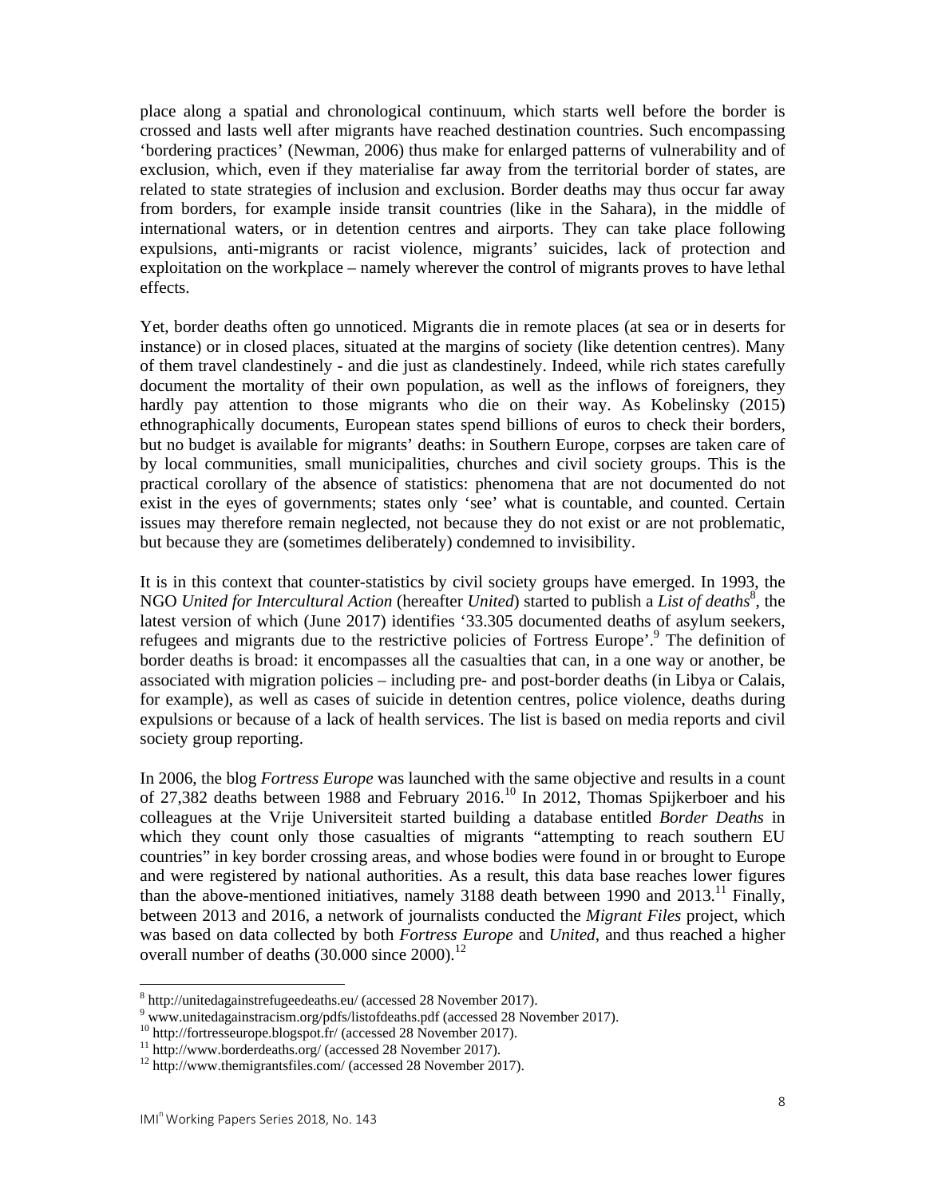place along a spatial and chronological continuum, which starts well before the border is crossed and lasts well after migrants have reached destination countries. Such encompassing 'bordering practices' (Newman, 2006) thus make for enlarged patterns of vulnerability and of exclusion, which, even if they materialise far away from the territorial border of states, are related to state strategies of inclusion and exclusion. Border deaths may thus occur far away from borders, for example inside transit countries (like in the Sahara), in the middle of international waters, or in detention centres and airports. They can take place following expulsions, anti-migrants or racist violence, migrants' suicides, lack of protection and exploitation on the workplace – namely wherever the control of migrants proves to have lethal effects.

Yet, border deaths often go unnoticed. Migrants die in remote places (at sea or in deserts for instance) or in closed places, situated at the margins of society (like detention centres). Many of them travel clandestinely - and die just as clandestinely. Indeed, while rich states carefully document the mortality of their own population, as well as the inflows of foreigners, they hardly pay attention to those migrants who die on their way. As Kobelinsky (2015) ethnographically documents, European states spend billions of euros to check their borders, but no budget is available for migrants' deaths: in Southern Europe, corpses are taken care of by local communities, small municipalities, churches and civil society groups. This is the practical corollary of the absence of statistics: phenomena that are not documented do not exist in the eyes of governments; states only 'see' what is countable, and counted. Certain issues may therefore remain neglected, not because they do not exist or are not problematic, but because they are (sometimes deliberately) condemned to invisibility.

It is in this context that counter-statistics by civil society groups have emerged. In 1993, the NGO *United for Intercultural Action* (hereafter *United*) started to publish a *List of deaths*[8], the latest version of which (June 2017) identifies '33.305 documented deaths of asylum seekers, refugees and migrants due to the restrictive policies of Fortress Europe'.[9] The definition of border deaths is broad: it encompasses all the casualties that can, in a one way or another, be associated with migration policies – including pre- and post-border deaths (in Libya or Calais, for example), as well as cases of suicide in detention centres, police violence, deaths during expulsions or because of a lack of health services. The list is based on media reports and civil society group reporting.

In 2006, the blog *Fortress Europe* was launched with the same objective and results in a count of 27,382 deaths between 1988 and February 2016.[10] In 2012, Thomas Spijkerboer and his colleagues at the Vrije Universiteit started building a database entitled *Border Deaths* in which they count only those casualties of migrants "attempting to reach southern EU countries" in key border crossing areas, and whose bodies were found in or brought to Europe and were registered by national authorities. As a result, this data base reaches lower figures than the above-mentioned initiatives, namely 3188 death between 1990 and 2013.[11] Finally, between 2013 and 2016, a network of journalists conducted the *Migrant Files* project, which was based on data collected by both *Fortress Europe* and *United*, and thus reached a higher overall number of deaths (30.000 since 2000).[12]

---

[8] http://unitedagainstrefugeedeaths.eu/ (accessed 28 November 2017).

[9] www.unitedagainstracism.org/pdfs/listofdeaths.pdf (accessed 28 November 2017).

[10] http://fortresseurope.blogspot.fr/ (accessed 28 November 2017).

[11] http://www.borderdeaths.org/ (accessed 28 November 2017).

[12] http://www.themigrantsfiles.com/ (accessed 28 November 2017).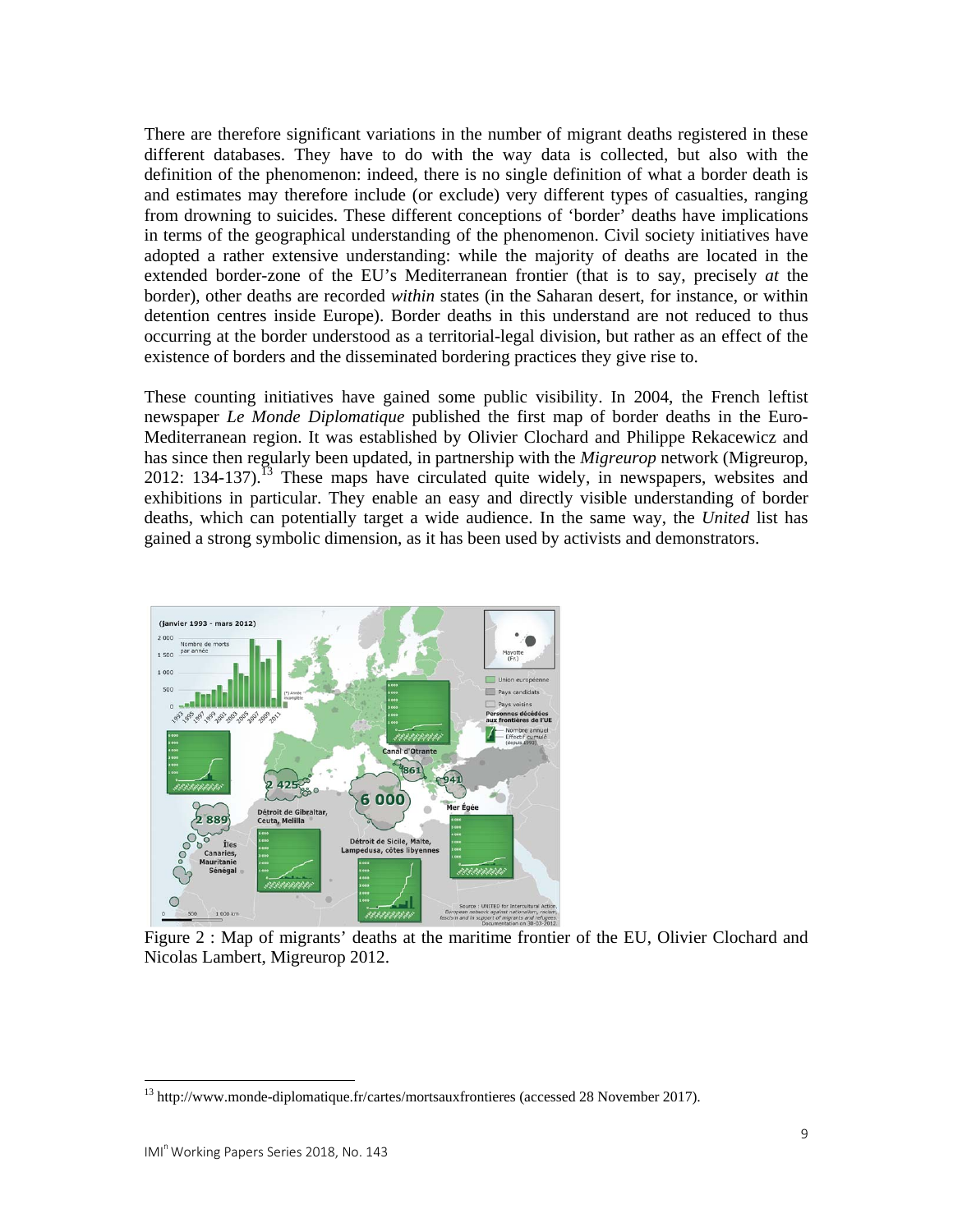There are therefore significant variations in the number of migrant deaths registered in these different databases. They have to do with the way data is collected, but also with the definition of the phenomenon: indeed, there is no single definition of what a border death is and estimates may therefore include (or exclude) very different types of casualties, ranging from drowning to suicides. These different conceptions of 'border' deaths have implications in terms of the geographical understanding of the phenomenon. Civil society initiatives have adopted a rather extensive understanding: while the majority of deaths are located in the extended border-zone of the EU's Mediterranean frontier (that is to say, precisely *at* the border), other deaths are recorded *within* states (in the Saharan desert, for instance, or within detention centres inside Europe). Border deaths in this understand are not reduced to thus occurring at the border understood as a territorial-legal division, but rather as an effect of the existence of borders and the disseminated bordering practices they give rise to.

These counting initiatives have gained some public visibility. In 2004, the French leftist newspaper *Le Monde Diplomatique* published the first map of border deaths in the Euro-Mediterranean region. It was established by Olivier Clochard and Philippe Rekacewicz and has since then regularly been updated, in partnership with the *Migreurop* network (Migreurop, 2012: 134-137).[13] These maps have circulated quite widely, in newspapers, websites and exhibitions in particular. They enable an easy and directly visible understanding of border deaths, which can potentially target a wide audience. In the same way, the *United* list has gained a strong symbolic dimension, as it has been used by activists and demonstrators.

Figure 2 : Map of migrants' deaths at the maritime frontier of the EU, Olivier Clochard and Nicolas Lambert, Migreurop 2012.

[13] http://www.monde-diplomatique.fr/cartes/mortsauxfrontieres (accessed 28 November 2017).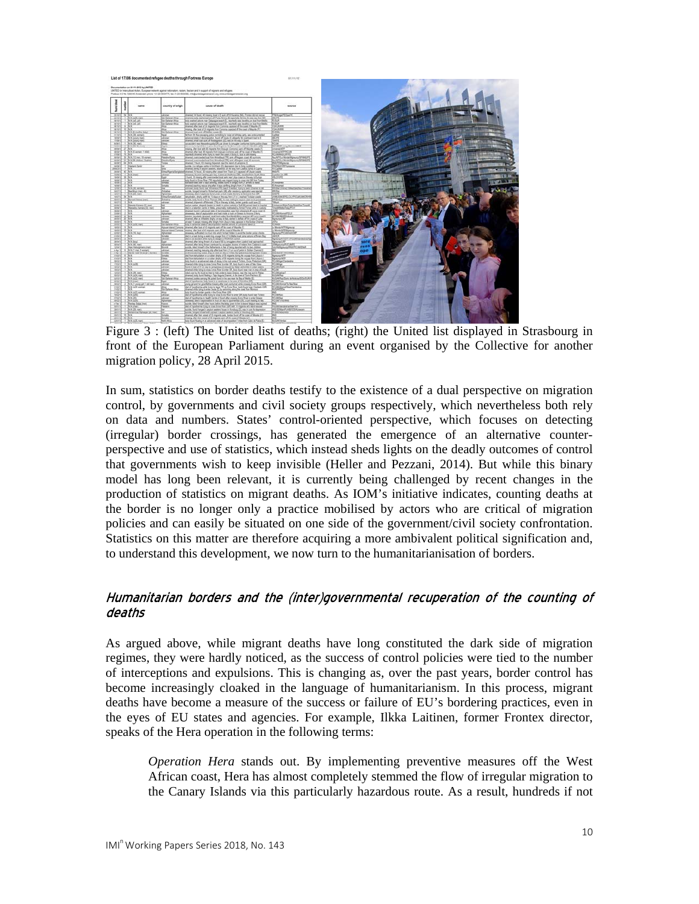Figure 3 : (left) The United list of deaths; (right) the United list displayed in Strasbourg in front of the European Parliament during an event organised by the Collective for another migration policy, 28 April 2015.

In sum, statistics on border deaths testify to the existence of a dual perspective on migration control, by governments and civil society groups respectively, which nevertheless both rely on data and numbers. States' control-oriented perspective, which focuses on detecting (irregular) border crossings, has generated the emergence of an alternative counter-perspective and use of statistics, which instead sheds lights on the deadly outcomes of control that governments wish to keep invisible (Heller and Pezzani, 2014). But while this binary model has long been relevant, it is currently being challenged by recent changes in the production of statistics on migrant deaths. As IOM's initiative indicates, counting deaths at the border is no longer only a practice mobilised by actors who are critical of migration policies and can easily be situated on one side of the government/civil society confrontation. Statistics on this matter are therefore acquiring a more ambivalent political signification and, to understand this development, we now turn to the humanitarianisation of borders.

## *Humanitarian borders and the (inter)governmental recuperation of the counting of deaths*

As argued above, while migrant deaths have long constituted the dark side of migration regimes, they were hardly noticed, as the success of control policies were tied to the number of interceptions and expulsions. This is changing as, over the past years, border control has become increasingly cloaked in the language of humanitarianism. In this process, migrant deaths have become a measure of the success or failure of EU's bordering practices, even in the eyes of EU states and agencies. For example, Ilkka Laitinen, former Frontex director, speaks of the Hera operation in the following terms:

> *Operation Hera* stands out. By implementing preventive measures off the West African coast, Hera has almost completely stemmed the flow of irregular migration to the Canary Islands via this particularly hazardous route. As a result, hundreds if not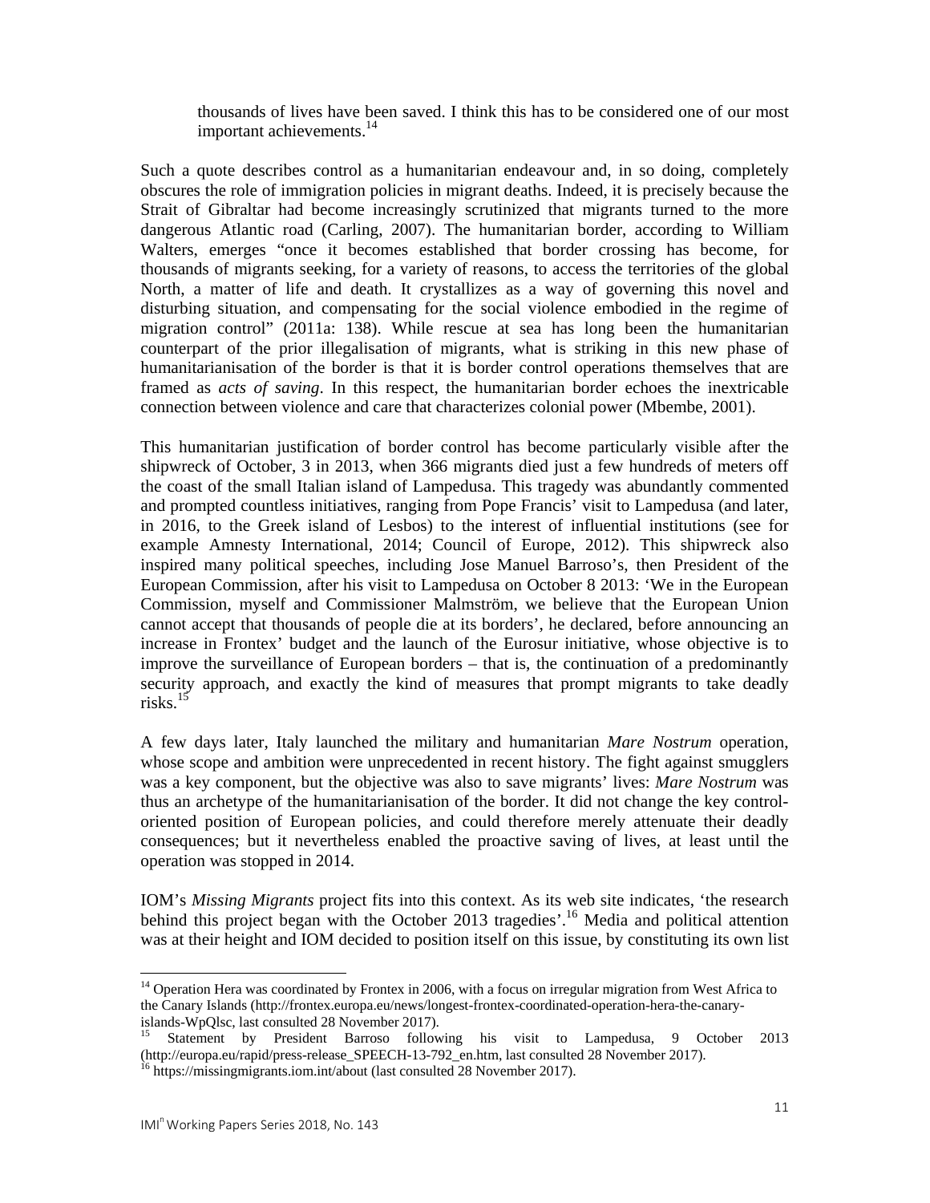> thousands of lives have been saved. I think this has to be considered one of our most important achievements.[14]

Such a quote describes control as a humanitarian endeavour and, in so doing, completely obscures the role of immigration policies in migrant deaths. Indeed, it is precisely because the Strait of Gibraltar had become increasingly scrutinized that migrants turned to the more dangerous Atlantic road (Carling, 2007). The humanitarian border, according to William Walters, emerges "once it becomes established that border crossing has become, for thousands of migrants seeking, for a variety of reasons, to access the territories of the global North, a matter of life and death. It crystallizes as a way of governing this novel and disturbing situation, and compensating for the social violence embodied in the regime of migration control" (2011a: 138). While rescue at sea has long been the humanitarian counterpart of the prior illegalisation of migrants, what is striking in this new phase of humanitarianisation of the border is that it is border control operations themselves that are framed as *acts of saving*. In this respect, the humanitarian border echoes the inextricable connection between violence and care that characterizes colonial power (Mbembe, 2001).

This humanitarian justification of border control has become particularly visible after the shipwreck of October, 3 in 2013, when 366 migrants died just a few hundreds of meters off the coast of the small Italian island of Lampedusa. This tragedy was abundantly commented and prompted countless initiatives, ranging from Pope Francis' visit to Lampedusa (and later, in 2016, to the Greek island of Lesbos) to the interest of influential institutions (see for example Amnesty International, 2014; Council of Europe, 2012). This shipwreck also inspired many political speeches, including Jose Manuel Barroso's, then President of the European Commission, after his visit to Lampedusa on October 8 2013: 'We in the European Commission, myself and Commissioner Malmström, we believe that the European Union cannot accept that thousands of people die at its borders', he declared, before announcing an increase in Frontex' budget and the launch of the Eurosur initiative, whose objective is to improve the surveillance of European borders – that is, the continuation of a predominantly security approach, and exactly the kind of measures that prompt migrants to take deadly risks.[15]

A few days later, Italy launched the military and humanitarian *Mare Nostrum* operation, whose scope and ambition were unprecedented in recent history. The fight against smugglers was a key component, but the objective was also to save migrants' lives: *Mare Nostrum* was thus an archetype of the humanitarianisation of the border. It did not change the key control-oriented position of European policies, and could therefore merely attenuate their deadly consequences; but it nevertheless enabled the proactive saving of lives, at least until the operation was stopped in 2014.

IOM's *Missing Migrants* project fits into this context. As its web site indicates, 'the research behind this project began with the October 2013 tragedies'.[16] Media and political attention was at their height and IOM decided to position itself on this issue, by constituting its own list

---

[14] Operation Hera was coordinated by Frontex in 2006, with a focus on irregular migration from West Africa to the Canary Islands (http://frontex.europa.eu/news/longest-frontex-coordinated-operation-hera-the-canary-islands-WpQlsc, last consulted 28 November 2017).

[15] Statement by President Barroso following his visit to Lampedusa, 9 October 2013 (http://europa.eu/rapid/press-release_SPEECH-13-792_en.htm, last consulted 28 November 2017).

[16] https://missingmigrants.iom.int/about (last consulted 28 November 2017).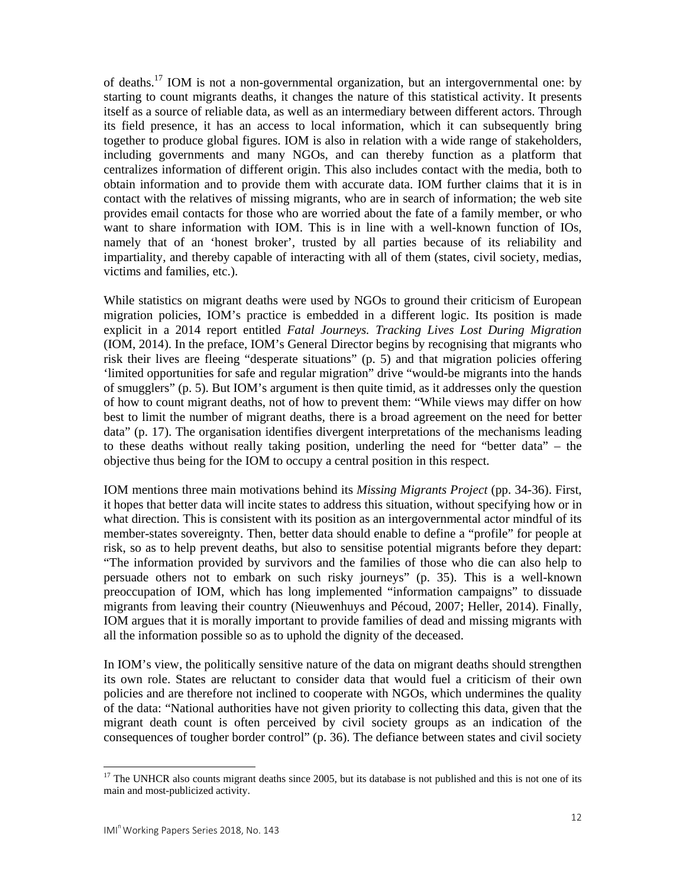of deaths.[17] IOM is not a non-governmental organization, but an intergovernmental one: by starting to count migrants deaths, it changes the nature of this statistical activity. It presents itself as a source of reliable data, as well as an intermediary between different actors. Through its field presence, it has an access to local information, which it can subsequently bring together to produce global figures. IOM is also in relation with a wide range of stakeholders, including governments and many NGOs, and can thereby function as a platform that centralizes information of different origin. This also includes contact with the media, both to obtain information and to provide them with accurate data. IOM further claims that it is in contact with the relatives of missing migrants, who are in search of information; the web site provides email contacts for those who are worried about the fate of a family member, or who want to share information with IOM. This is in line with a well-known function of IOs, namely that of an 'honest broker', trusted by all parties because of its reliability and impartiality, and thereby capable of interacting with all of them (states, civil society, medias, victims and families, etc.).

While statistics on migrant deaths were used by NGOs to ground their criticism of European migration policies, IOM's practice is embedded in a different logic. Its position is made explicit in a 2014 report entitled *Fatal Journeys. Tracking Lives Lost During Migration* (IOM, 2014). In the preface, IOM's General Director begins by recognising that migrants who risk their lives are fleeing "desperate situations" (p. 5) and that migration policies offering 'limited opportunities for safe and regular migration" drive "would-be migrants into the hands of smugglers" (p. 5). But IOM's argument is then quite timid, as it addresses only the question of how to count migrant deaths, not of how to prevent them: "While views may differ on how best to limit the number of migrant deaths, there is a broad agreement on the need for better data" (p. 17). The organisation identifies divergent interpretations of the mechanisms leading to these deaths without really taking position, underling the need for "better data" – the objective thus being for the IOM to occupy a central position in this respect.

IOM mentions three main motivations behind its *Missing Migrants Project* (pp. 34-36). First, it hopes that better data will incite states to address this situation, without specifying how or in what direction. This is consistent with its position as an intergovernmental actor mindful of its member-states sovereignty. Then, better data should enable to define a "profile" for people at risk, so as to help prevent deaths, but also to sensitise potential migrants before they depart: "The information provided by survivors and the families of those who die can also help to persuade others not to embark on such risky journeys" (p. 35). This is a well-known preoccupation of IOM, which has long implemented "information campaigns" to dissuade migrants from leaving their country (Nieuwenhuys and Pécoud, 2007; Heller, 2014). Finally, IOM argues that it is morally important to provide families of dead and missing migrants with all the information possible so as to uphold the dignity of the deceased.

In IOM's view, the politically sensitive nature of the data on migrant deaths should strengthen its own role. States are reluctant to consider data that would fuel a criticism of their own policies and are therefore not inclined to cooperate with NGOs, which undermines the quality of the data: "National authorities have not given priority to collecting this data, given that the migrant death count is often perceived by civil society groups as an indication of the consequences of tougher border control" (p. 36). The defiance between states and civil society

[17] The UNHCR also counts migrant deaths since 2005, but its database is not published and this is not one of its main and most-publicized activity.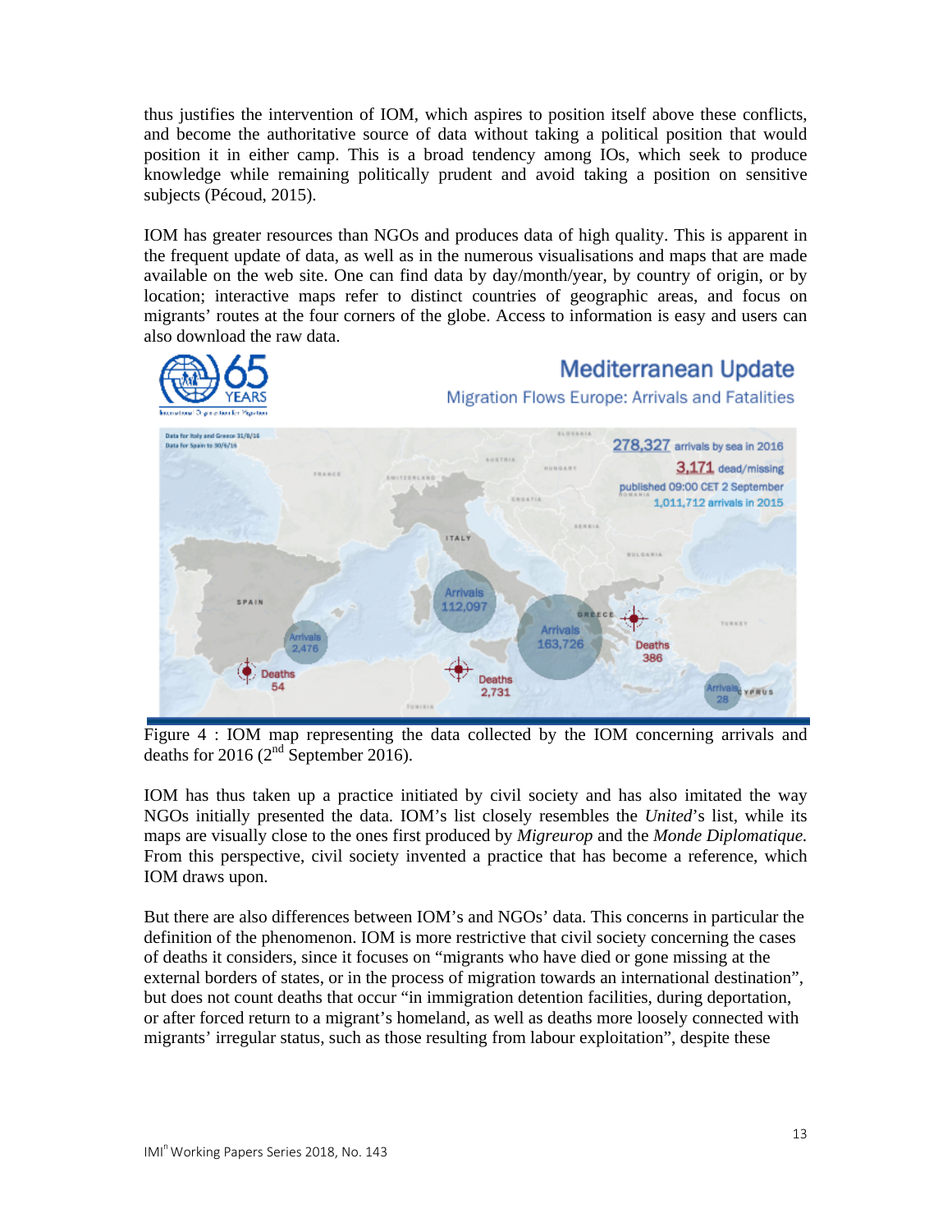thus justifies the intervention of IOM, which aspires to position itself above these conflicts, and become the authoritative source of data without taking a political position that would position it in either camp. This is a broad tendency among IOs, which seek to produce knowledge while remaining politically prudent and avoid taking a position on sensitive subjects (Pécoud, 2015).

IOM has greater resources than NGOs and produces data of high quality. This is apparent in the frequent update of data, as well as in the numerous visualisations and maps that are made available on the web site. One can find data by day/month/year, by country of origin, or by location; interactive maps refer to distinct countries of geographic areas, and focus on migrants' routes at the four corners of the globe. Access to information is easy and users can also download the raw data.

Figure 4 : IOM map representing the data collected by the IOM concerning arrivals and deaths for 2016 (2nd September 2016).

IOM has thus taken up a practice initiated by civil society and has also imitated the way NGOs initially presented the data. IOM's list closely resembles the *United*'s list, while its maps are visually close to the ones first produced by *Migreurop* and the *Monde Diplomatique.* From this perspective, civil society invented a practice that has become a reference, which IOM draws upon.

But there are also differences between IOM's and NGOs' data. This concerns in particular the definition of the phenomenon. IOM is more restrictive that civil society concerning the cases of deaths it considers, since it focuses on "migrants who have died or gone missing at the external borders of states, or in the process of migration towards an international destination", but does not count deaths that occur "in immigration detention facilities, during deportation, or after forced return to a migrant's homeland, as well as deaths more loosely connected with migrants' irregular status, such as those resulting from labour exploitation", despite these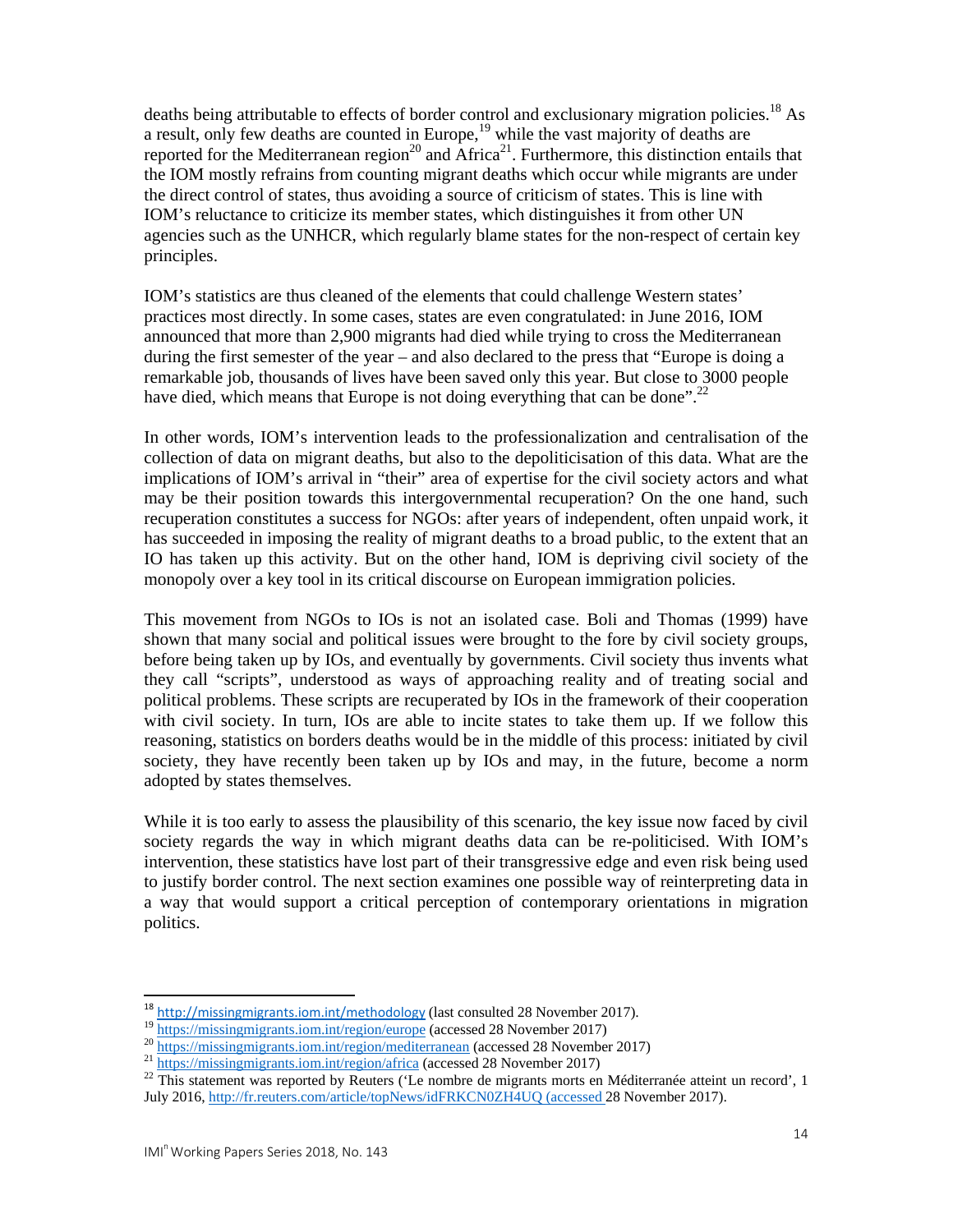deaths being attributable to effects of border control and exclusionary migration policies.[18] As a result, only few deaths are counted in Europe,[19] while the vast majority of deaths are reported for the Mediterranean region[20] and Africa[21]. Furthermore, this distinction entails that the IOM mostly refrains from counting migrant deaths which occur while migrants are under the direct control of states, thus avoiding a source of criticism of states. This is line with IOM's reluctance to criticize its member states, which distinguishes it from other UN agencies such as the UNHCR, which regularly blame states for the non-respect of certain key principles.

IOM's statistics are thus cleaned of the elements that could challenge Western states' practices most directly. In some cases, states are even congratulated: in June 2016, IOM announced that more than 2,900 migrants had died while trying to cross the Mediterranean during the first semester of the year – and also declared to the press that "Europe is doing a remarkable job, thousands of lives have been saved only this year. But close to 3000 people have died, which means that Europe is not doing everything that can be done".[22]

In other words, IOM's intervention leads to the professionalization and centralisation of the collection of data on migrant deaths, but also to the depoliticisation of this data. What are the implications of IOM's arrival in "their" area of expertise for the civil society actors and what may be their position towards this intergovernmental recuperation? On the one hand, such recuperation constitutes a success for NGOs: after years of independent, often unpaid work, it has succeeded in imposing the reality of migrant deaths to a broad public, to the extent that an IO has taken up this activity. But on the other hand, IOM is depriving civil society of the monopoly over a key tool in its critical discourse on European immigration policies.

This movement from NGOs to IOs is not an isolated case. Boli and Thomas (1999) have shown that many social and political issues were brought to the fore by civil society groups, before being taken up by IOs, and eventually by governments. Civil society thus invents what they call "scripts", understood as ways of approaching reality and of treating social and political problems. These scripts are recuperated by IOs in the framework of their cooperation with civil society. In turn, IOs are able to incite states to take them up. If we follow this reasoning, statistics on borders deaths would be in the middle of this process: initiated by civil society, they have recently been taken up by IOs and may, in the future, become a norm adopted by states themselves.

While it is too early to assess the plausibility of this scenario, the key issue now faced by civil society regards the way in which migrant deaths data can be re-politicised. With IOM's intervention, these statistics have lost part of their transgressive edge and even risk being used to justify border control. The next section examines one possible way of reinterpreting data in a way that would support a critical perception of contemporary orientations in migration politics.

---

[18] http://missingmigrants.iom.int/methodology (last consulted 28 November 2017).

[19] https://missingmigrants.iom.int/region/europe (accessed 28 November 2017)

[20] https://missingmigrants.iom.int/region/mediterranean (accessed 28 November 2017)

[21] https://missingmigrants.iom.int/region/africa (accessed 28 November 2017)

[22] This statement was reported by Reuters ('Le nombre de migrants morts en Méditerranée atteint un record', 1 July 2016, http://fr.reuters.com/article/topNews/idFRKCN0ZH4UQ (accessed 28 November 2017).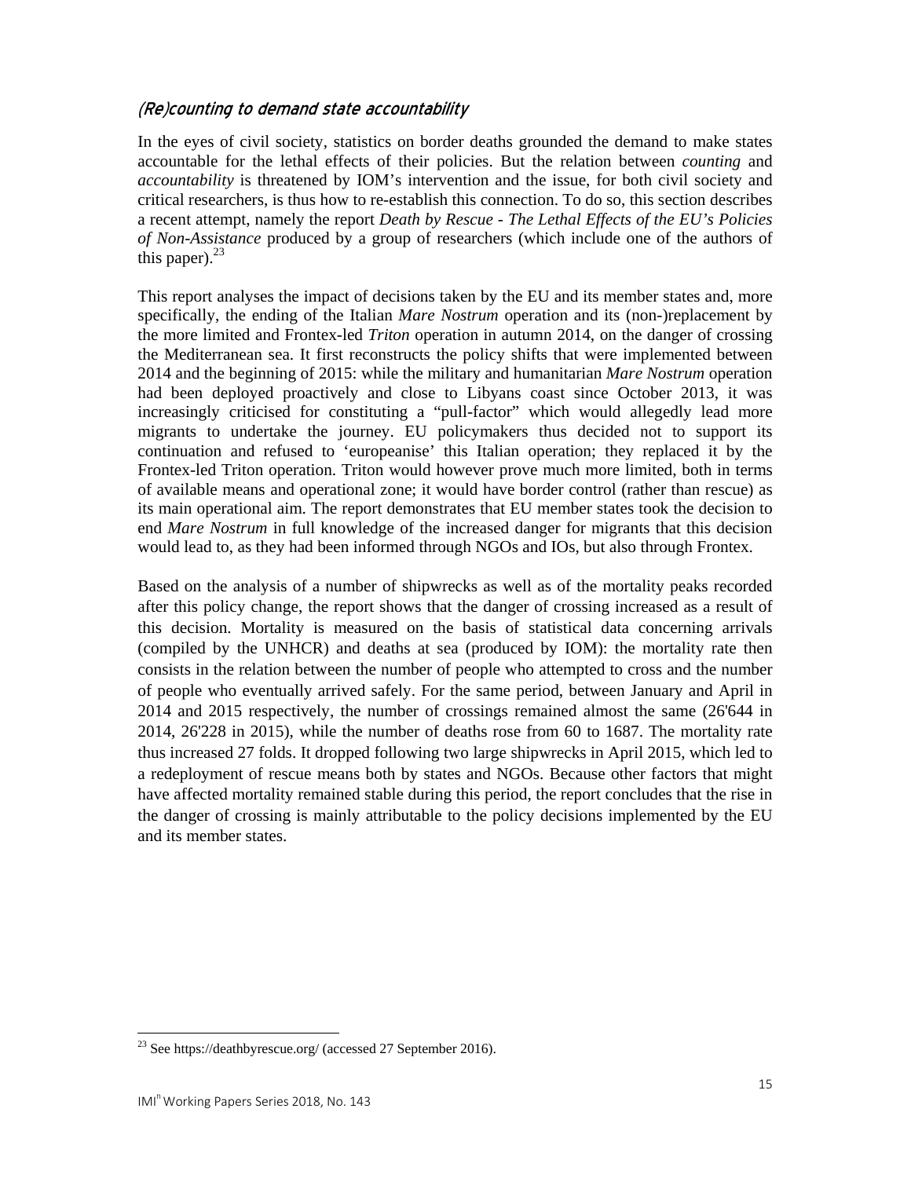### (Re)counting to demand state accountability

In the eyes of civil society, statistics on border deaths grounded the demand to make states accountable for the lethal effects of their policies. But the relation between *counting* and *accountability* is threatened by IOM's intervention and the issue, for both civil society and critical researchers, is thus how to re-establish this connection. To do so, this section describes a recent attempt, namely the report *Death by Rescue - The Lethal Effects of the EU's Policies of Non-Assistance* produced by a group of researchers (which include one of the authors of this paper).[23]

This report analyses the impact of decisions taken by the EU and its member states and, more specifically, the ending of the Italian *Mare Nostrum* operation and its (non-)replacement by the more limited and Frontex-led *Triton* operation in autumn 2014, on the danger of crossing the Mediterranean sea. It first reconstructs the policy shifts that were implemented between 2014 and the beginning of 2015: while the military and humanitarian *Mare Nostrum* operation had been deployed proactively and close to Libyans coast since October 2013, it was increasingly criticised for constituting a "pull-factor" which would allegedly lead more migrants to undertake the journey. EU policymakers thus decided not to support its continuation and refused to 'europeanise' this Italian operation; they replaced it by the Frontex-led Triton operation. Triton would however prove much more limited, both in terms of available means and operational zone; it would have border control (rather than rescue) as its main operational aim. The report demonstrates that EU member states took the decision to end *Mare Nostrum* in full knowledge of the increased danger for migrants that this decision would lead to, as they had been informed through NGOs and IOs, but also through Frontex.

Based on the analysis of a number of shipwrecks as well as of the mortality peaks recorded after this policy change, the report shows that the danger of crossing increased as a result of this decision. Mortality is measured on the basis of statistical data concerning arrivals (compiled by the UNHCR) and deaths at sea (produced by IOM): the mortality rate then consists in the relation between the number of people who attempted to cross and the number of people who eventually arrived safely. For the same period, between January and April in 2014 and 2015 respectively, the number of crossings remained almost the same (26'644 in 2014, 26'228 in 2015), while the number of deaths rose from 60 to 1687. The mortality rate thus increased 27 folds. It dropped following two large shipwrecks in April 2015, which led to a redeployment of rescue means both by states and NGOs. Because other factors that might have affected mortality remained stable during this period, the report concludes that the rise in the danger of crossing is mainly attributable to the policy decisions implemented by the EU and its member states.

---

[23] See https://deathbyrescue.org/ (accessed 27 September 2016).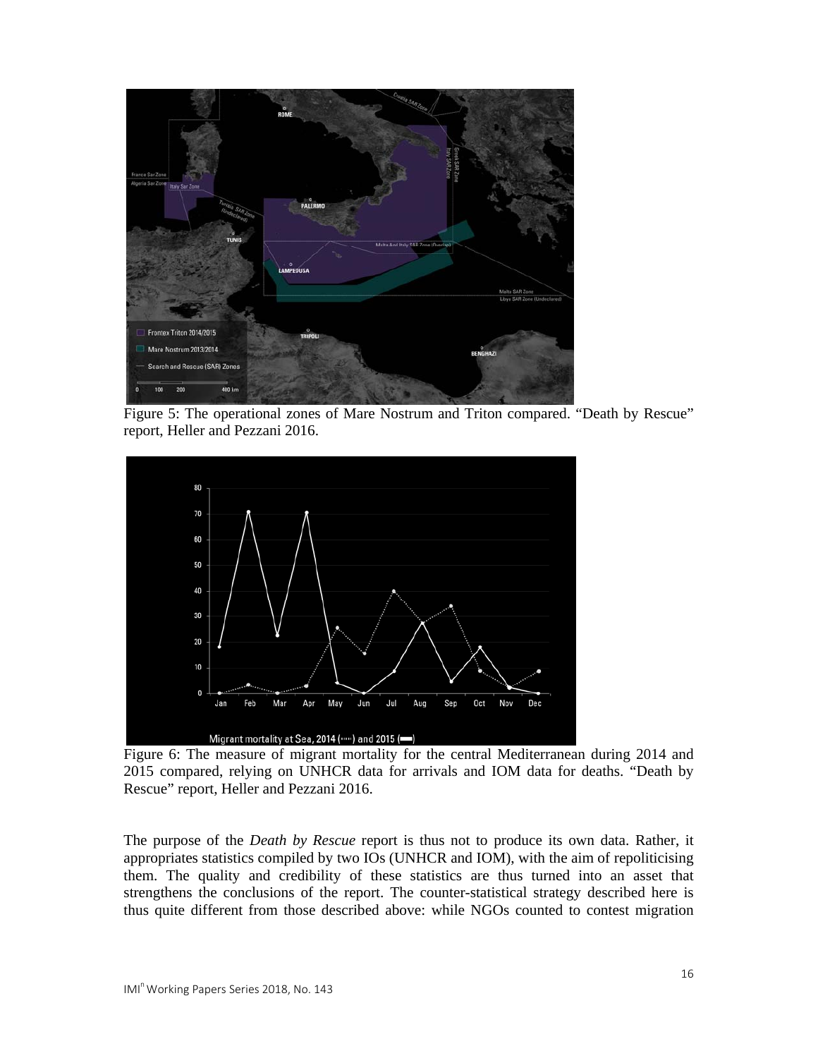Figure 5: The operational zones of Mare Nostrum and Triton compared. "Death by Rescue" report, Heller and Pezzani 2016.

Figure 6: The measure of migrant mortality for the central Mediterranean during 2014 and 2015 compared, relying on UNHCR data for arrivals and IOM data for deaths. "Death by Rescue" report, Heller and Pezzani 2016.

The purpose of the *Death by Rescue* report is thus not to produce its own data. Rather, it appropriates statistics compiled by two IOs (UNHCR and IOM), with the aim of repoliticising them. The quality and credibility of these statistics are thus turned into an asset that strengthens the conclusions of the report. The counter-statistical strategy described here is thus quite different from those described above: while NGOs counted to contest migration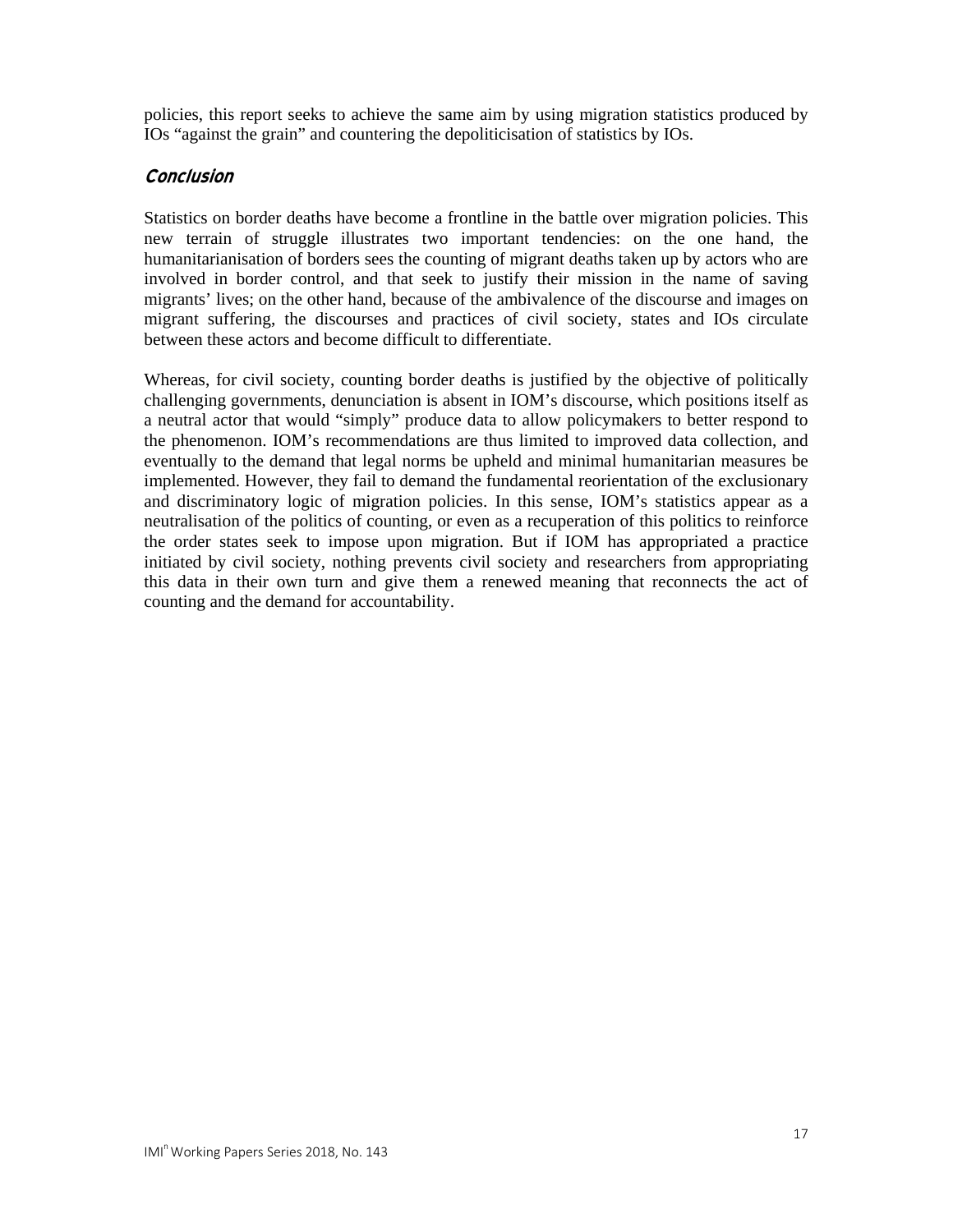policies, this report seeks to achieve the same aim by using migration statistics produced by IOs "against the grain" and countering the depoliticisation of statistics by IOs.

## *Conclusion*

Statistics on border deaths have become a frontline in the battle over migration policies. This new terrain of struggle illustrates two important tendencies: on the one hand, the humanitarianisation of borders sees the counting of migrant deaths taken up by actors who are involved in border control, and that seek to justify their mission in the name of saving migrants' lives; on the other hand, because of the ambivalence of the discourse and images on migrant suffering, the discourses and practices of civil society, states and IOs circulate between these actors and become difficult to differentiate.

Whereas, for civil society, counting border deaths is justified by the objective of politically challenging governments, denunciation is absent in IOM's discourse, which positions itself as a neutral actor that would "simply" produce data to allow policymakers to better respond to the phenomenon. IOM's recommendations are thus limited to improved data collection, and eventually to the demand that legal norms be upheld and minimal humanitarian measures be implemented. However, they fail to demand the fundamental reorientation of the exclusionary and discriminatory logic of migration policies. In this sense, IOM's statistics appear as a neutralisation of the politics of counting, or even as a recuperation of this politics to reinforce the order states seek to impose upon migration. But if IOM has appropriated a practice initiated by civil society, nothing prevents civil society and researchers from appropriating this data in their own turn and give them a renewed meaning that reconnects the act of counting and the demand for accountability.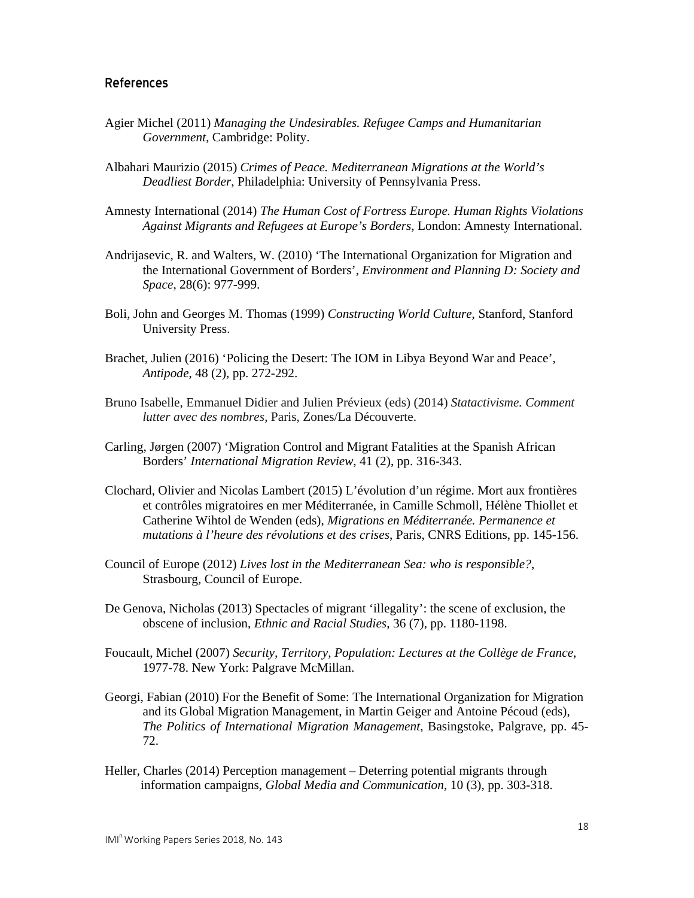## References

Agier Michel (2011) *Managing the Undesirables. Refugee Camps and Humanitarian Government*, Cambridge: Polity.

Albahari Maurizio (2015) *Crimes of Peace. Mediterranean Migrations at the World's Deadliest Border*, Philadelphia: University of Pennsylvania Press.

Amnesty International (2014) *The Human Cost of Fortress Europe. Human Rights Violations Against Migrants and Refugees at Europe's Borders*, London: Amnesty International.

Andrijasevic, R. and Walters, W. (2010) 'The International Organization for Migration and the International Government of Borders', *Environment and Planning D: Society and Space*, 28(6): 977-999.

Boli, John and Georges M. Thomas (1999) *Constructing World Culture*, Stanford, Stanford University Press.

Brachet, Julien (2016) 'Policing the Desert: The IOM in Libya Beyond War and Peace', *Antipode*, 48 (2), pp. 272-292.

Bruno Isabelle, Emmanuel Didier and Julien Prévieux (eds) (2014) *Statactivisme. Comment lutter avec des nombres*, Paris, Zones/La Découverte.

Carling, Jørgen (2007) 'Migration Control and Migrant Fatalities at the Spanish African Borders' *International Migration Review*, 41 (2), pp. 316-343.

Clochard, Olivier and Nicolas Lambert (2015) L'évolution d'un régime. Mort aux frontières et contrôles migratoires en mer Méditerranée, in Camille Schmoll, Hélène Thiollet et Catherine Wihtol de Wenden (eds), *Migrations en Méditerranée. Permanence et mutations à l'heure des révolutions et des crises*, Paris, CNRS Editions, pp. 145-156.

Council of Europe (2012) *Lives lost in the Mediterranean Sea: who is responsible?*, Strasbourg, Council of Europe.

De Genova, Nicholas (2013) Spectacles of migrant 'illegality': the scene of exclusion, the obscene of inclusion, *Ethnic and Racial Studies*, 36 (7), pp. 1180-1198.

Foucault, Michel (2007) *Security, Territory, Population: Lectures at the Collège de France*, 1977-78. New York: Palgrave McMillan.

Georgi, Fabian (2010) For the Benefit of Some: The International Organization for Migration and its Global Migration Management, in Martin Geiger and Antoine Pécoud (eds), *The Politics of International Migration Management*, Basingstoke, Palgrave, pp. 45-72.

Heller, Charles (2014) Perception management – Deterring potential migrants through information campaigns, *Global Media and Communication*, 10 (3), pp. 303-318.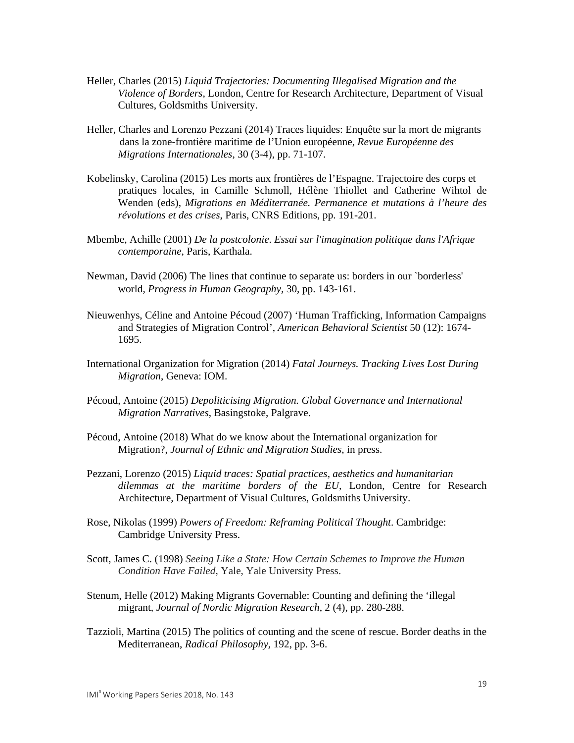Heller, Charles (2015) *Liquid Trajectories: Documenting Illegalised Migration and the Violence of Borders*, London, Centre for Research Architecture, Department of Visual Cultures, Goldsmiths University.

Heller, Charles and Lorenzo Pezzani (2014) Traces liquides: Enquête sur la mort de migrants dans la zone-frontière maritime de l'Union européenne, *Revue Européenne des Migrations Internationales*, 30 (3-4), pp. 71-107.

Kobelinsky, Carolina (2015) Les morts aux frontières de l'Espagne. Trajectoire des corps et pratiques locales, in Camille Schmoll, Hélène Thiollet and Catherine Wihtol de Wenden (eds), *Migrations en Méditerranée. Permanence et mutations à l'heure des révolutions et des crises*, Paris, CNRS Editions, pp. 191-201.

Mbembe, Achille (2001) *De la postcolonie. Essai sur l'imagination politique dans l'Afrique contemporaine*, Paris, Karthala.

Newman, David (2006) The lines that continue to separate us: borders in our `borderless' world, *Progress in Human Geography*, 30, pp. 143-161.

Nieuwenhys, Céline and Antoine Pécoud (2007) 'Human Trafficking, Information Campaigns and Strategies of Migration Control', *American Behavioral Scientist* 50 (12): 1674-1695.

International Organization for Migration (2014) *Fatal Journeys. Tracking Lives Lost During Migration*, Geneva: IOM.

Pécoud, Antoine (2015) *Depoliticising Migration. Global Governance and International Migration Narratives*, Basingstoke, Palgrave.

Pécoud, Antoine (2018) What do we know about the International organization for Migration?, *Journal of Ethnic and Migration Studies*, in press.

Pezzani, Lorenzo (2015) *Liquid traces: Spatial practices, aesthetics and humanitarian dilemmas at the maritime borders of the EU*, London, Centre for Research Architecture, Department of Visual Cultures, Goldsmiths University.

Rose, Nikolas (1999) *Powers of Freedom: Reframing Political Thought*. Cambridge: Cambridge University Press.

Scott, James C. (1998) *Seeing Like a State: How Certain Schemes to Improve the Human Condition Have Failed*, Yale, Yale University Press.

Stenum, Helle (2012) Making Migrants Governable: Counting and defining the 'illegal migrant, *Journal of Nordic Migration Research*, 2 (4), pp. 280-288.

Tazzioli, Martina (2015) The politics of counting and the scene of rescue. Border deaths in the Mediterranean, *Radical Philosophy*, 192, pp. 3-6.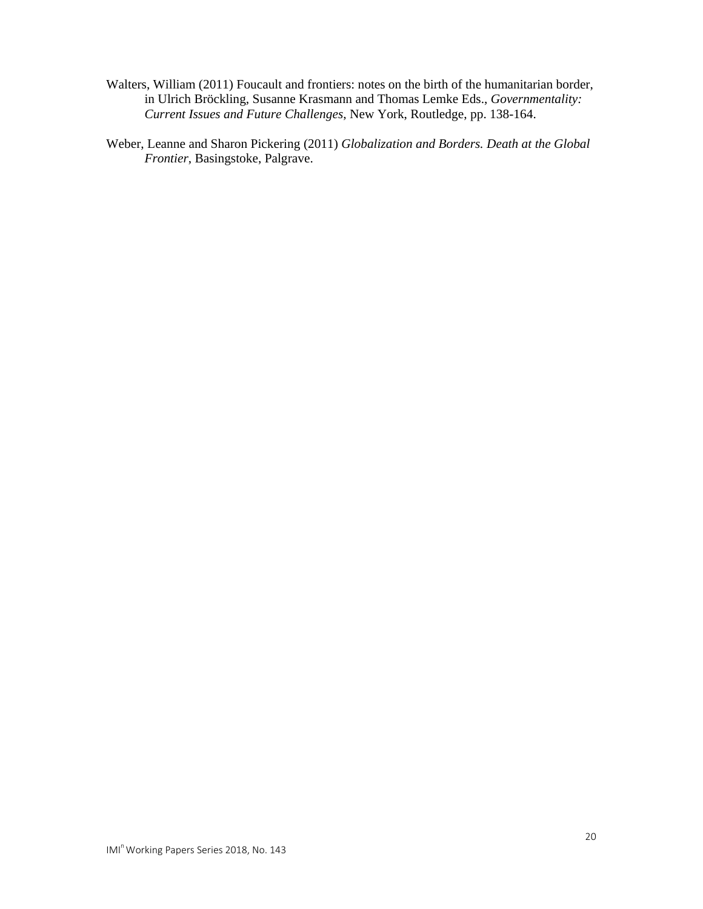Walters, William (2011) Foucault and frontiers: notes on the birth of the humanitarian border, in Ulrich Bröckling, Susanne Krasmann and Thomas Lemke Eds., *Governmentality: Current Issues and Future Challenges*, New York, Routledge, pp. 138-164.

Weber, Leanne and Sharon Pickering (2011) *Globalization and Borders. Death at the Global Frontier*, Basingstoke, Palgrave.